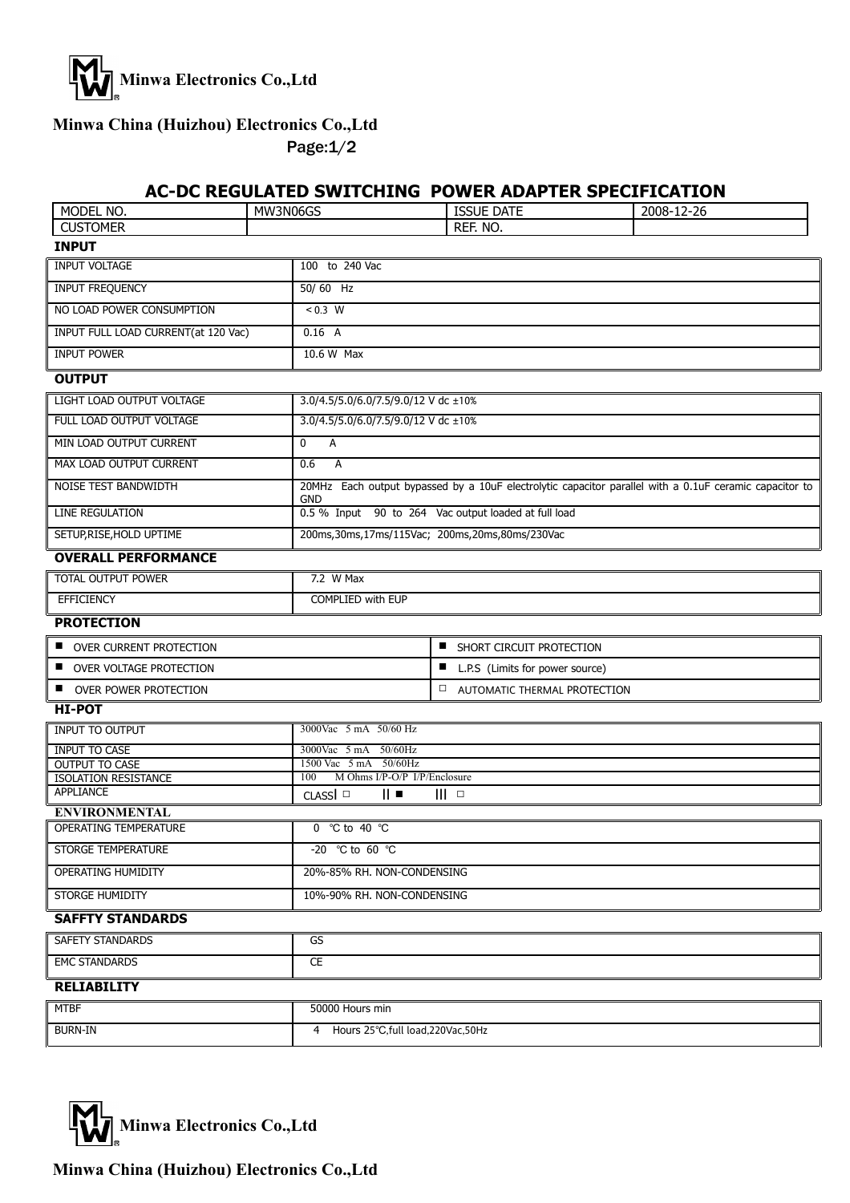**Minwa Electronics Co.,Ltd**

**Minwa China (Huizhou) Electronics Co.,Ltd**

## AC-DC REGULATED SWITCHING POWER ADAPTER SPECIFICATION

| MODEL NO. | MW3N06GS | ISSUE DATE | 2008-12-26 |
|---|---|---|---|
| CUSTOMER | | REF. NO. | |

### INPUT

| | |
|---|---|
| INPUT VOLTAGE | 100 to 240 Vac |
| INPUT FREQUENCY | 50/ 60 Hz |
| NO LOAD POWER CONSUMPTION | < 0.3 W |
| INPUT FULL LOAD CURRENT(at 120 Vac) | 0.16 A |
| INPUT POWER | 10.6 W Max |

### OUTPUT

| | |
|---|---|
| LIGHT LOAD OUTPUT VOLTAGE | 3.0/4.5/5.0/6.0/7.5/9.0/12 V dc ±10% |
| FULL LOAD OUTPUT VOLTAGE | 3.0/4.5/5.0/6.0/7.5/9.0/12 V dc ±10% |
| MIN LOAD OUTPUT CURRENT | 0 A |
| MAX LOAD OUTPUT CURRENT | 0.6 A |
| NOISE TEST BANDWIDTH | 20MHz Each output bypassed by a 10uF electrolytic capacitor parallel with a 0.1uF ceramic capacitor to GND |
| LINE REGULATION | 0.5 % Input 90 to 264 Vac output loaded at full load |
| SETUP,RISE,HOLD UPTIME | 200ms,30ms,17ms/115Vac; 200ms,20ms,80ms/230Vac |

### OVERALL PERFORMANCE

| | |
|---|---|
| TOTAL OUTPUT POWER | 7.2 W Max |
| EFFICIENCY | COMPLIED with EUP |

### PROTECTION

| | |
|---|---|
| ■ OVER CURRENT PROTECTION | ■ SHORT CIRCUIT PROTECTION |
| ■ OVER VOLTAGE PROTECTION | ■ L.P.S (Limits for power source) |
| ■ OVER POWER PROTECTION | □ AUTOMATIC THERMAL PROTECTION |

### HI-POT

| | |
|---|---|
| INPUT TO OUTPUT | 3000Vac 5 mA 50/60 Hz |
| INPUT TO CASE | 3000Vac 5 mA 50/60Hz |
| OUTPUT TO CASE | 1500 Vac 5 mA 50/60Hz |
| ISOLATION RESISTANCE | 100 M Ohms I/P-O/P I/P/Enclosure |
| APPLIANCE | CLASS Ⅰ □ Ⅱ ■ Ⅲ □ |

### ENVIRONMENTAL

| | |
|---|---|
| OPERATING TEMPERATURE | 0 ℃ to 40 ℃ |
| STORGE TEMPERATURE | -20 ℃ to 60 ℃ |
| OPERATING HUMIDITY | 20%-85% RH. NON-CONDENSING |
| STORGE HUMIDITY | 10%-90% RH. NON-CONDENSING |

### SAFFTY STANDARDS

| | |
|---|---|
| SAFETY STANDARDS | GS |
| EMC STANDARDS | CE |

### RELIABILITY

| | |
|---|---|
| MTBF | 50000 Hours min |
| BURN-IN | 4 Hours 25℃,full load,220Vac,50Hz |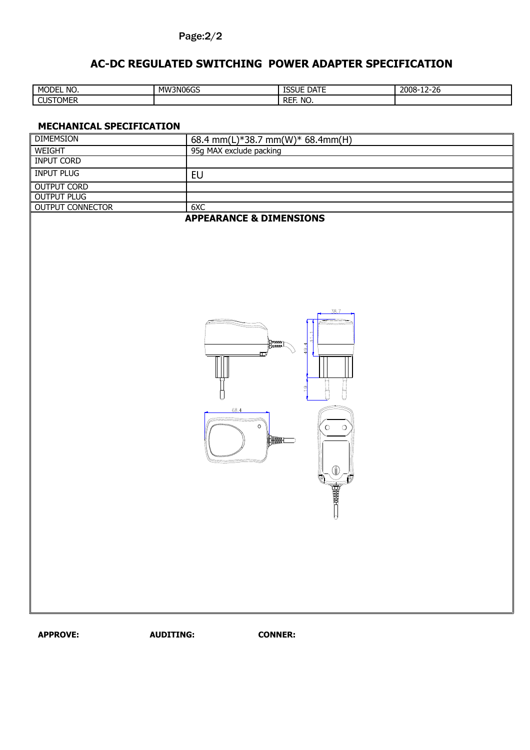## AC-DC REGULATED SWITCHING POWER ADAPTER SPECIFICATION

| | | | |
|---|---|---|---|
| MODEL NO. | MW3N06GS | ISSUE DATE | 2008-12-26 |
| CUSTOMER | | REF. NO. | |

### MECHANICAL SPECIFICATION

| | |
|---|---|
| DIMEMSION | 68.4 mm(L)*38.7 mm(W)* 68.4mm(H) |
| WEIGHT | 95g MAX exclude packing |
| INPUT CORD | |
| INPUT PLUG | EU |
| OUTPUT CORD | |
| OUTPUT PLUG | |
| OUTPUT CONNECTOR | 6XC |

### APPEARANCE & DIMENSIONS

38.7
51.1
49.4
19
68.4

**APPROVE:** **AUDITING:** **CONNER:**